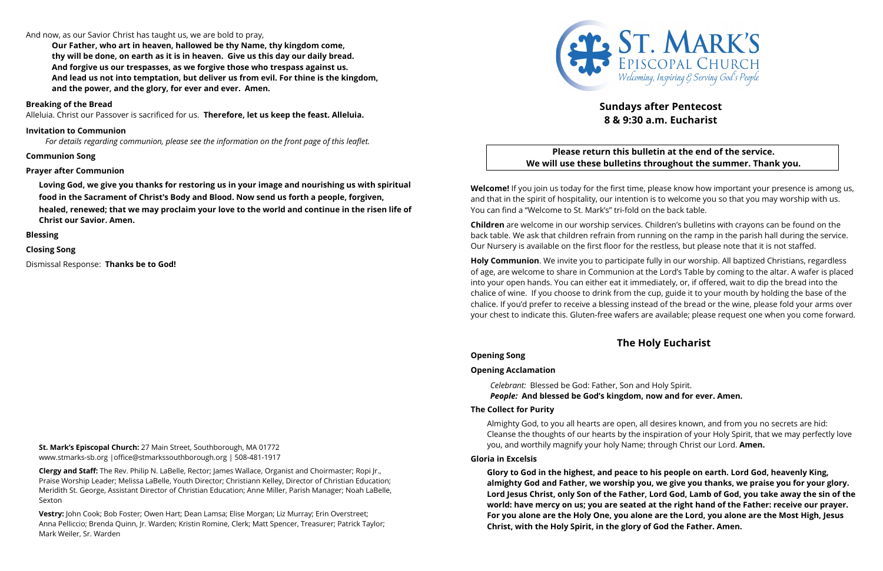And now, as our Savior Christ has taught us, we are bold to pray,

**Our Father, who art in heaven, hallowed be thy Name, thy kingdom come, thy will be done, on earth as it is in heaven. Give us this day our daily bread. And forgive us our trespasses, as we forgive those who trespass against us. And lead us not into temptation, but deliver us from evil. For thine is the kingdom, and the power, and the glory, for ever and ever. Amen.**

**Breaking of the Bread**

Alleluia. Christ our Passover is sacrificed for us. **Therefore, let us keep the feast. Alleluia.**

**Invitation to Communion**

*For details regarding communion, please see the information on the front page of this leaflet.*

**Communion Song**

**Prayer after Communion**

**Loving God, we give you thanks for restoring us in your image and nourishing us with spiritual food in the Sacrament of Christ's Body and Blood. Now send us forth a people, forgiven, healed, renewed; that we may proclaim your love to the world and continue in the risen life of Christ our Savior. Amen.**

**Blessing**

**Closing Song**

Dismissal Response: **Thanks be to God!**

**St. Mark's Episcopal Church:** 27 Main Street, Southborough, MA 01772
www.stmarks-sb.org |office@stmarkssouthborough.org | 508-481-1917

**Clergy and Staff:** The Rev. Philip N. LaBelle, Rector; James Wallace, Organist and Choirmaster; Ropi Jr., Praise Worship Leader; Melissa LaBelle, Youth Director; Christiann Kelley, Director of Christian Education; Meridith St. George, Assistant Director of Christian Education; Anne Miller, Parish Manager; Noah LaBelle, Sexton

**Vestry:** John Cook; Bob Foster; Owen Hart; Dean Lamsa; Elise Morgan; Liz Murray; Erin Overstreet; Anna Pelliccio; Brenda Quinn, Jr. Warden; Kristin Romine, Clerk; Matt Spencer, Treasurer; Patrick Taylor; Mark Weiler, Sr. Warden

ST. MARK'S EPISCOPAL CHURCH
*Welcoming, Inspiring & Serving God's People*

## Sundays after Pentecost
## 8 & 9:30 a.m. Eucharist

**Please return this bulletin at the end of the service.**
**We will use these bulletins throughout the summer. Thank you.**

**Welcome!** If you join us today for the first time, please know how important your presence is among us, and that in the spirit of hospitality, our intention is to welcome you so that you may worship with us. You can find a "Welcome to St. Mark's" tri-fold on the back table.

**Children** are welcome in our worship services. Children's bulletins with crayons can be found on the back table. We ask that children refrain from running on the ramp in the parish hall during the service. Our Nursery is available on the first floor for the restless, but please note that it is not staffed.

**Holy Communion**. We invite you to participate fully in our worship. All baptized Christians, regardless of age, are welcome to share in Communion at the Lord's Table by coming to the altar. A wafer is placed into your open hands. You can either eat it immediately, or, if offered, wait to dip the bread into the chalice of wine. If you choose to drink from the cup, guide it to your mouth by holding the base of the chalice. If you'd prefer to receive a blessing instead of the bread or the wine, please fold your arms over your chest to indicate this. Gluten-free wafers are available; please request one when you come forward.

## The Holy Eucharist

**Opening Song**

**Opening Acclamation**

*Celebrant:* Blessed be God: Father, Son and Holy Spirit.
***People:*** **And blessed be God's kingdom, now and for ever. Amen.**

**The Collect for Purity**

Almighty God, to you all hearts are open, all desires known, and from you no secrets are hid: Cleanse the thoughts of our hearts by the inspiration of your Holy Spirit, that we may perfectly love you, and worthily magnify your holy Name; through Christ our Lord. **Amen.**

**Gloria in Excelsis**

**Glory to God in the highest, and peace to his people on earth. Lord God, heavenly King, almighty God and Father, we worship you, we give you thanks, we praise you for your glory. Lord Jesus Christ, only Son of the Father, Lord God, Lamb of God, you take away the sin of the world: have mercy on us; you are seated at the right hand of the Father: receive our prayer. For you alone are the Holy One, you alone are the Lord, you alone are the Most High, Jesus Christ, with the Holy Spirit, in the glory of God the Father. Amen.**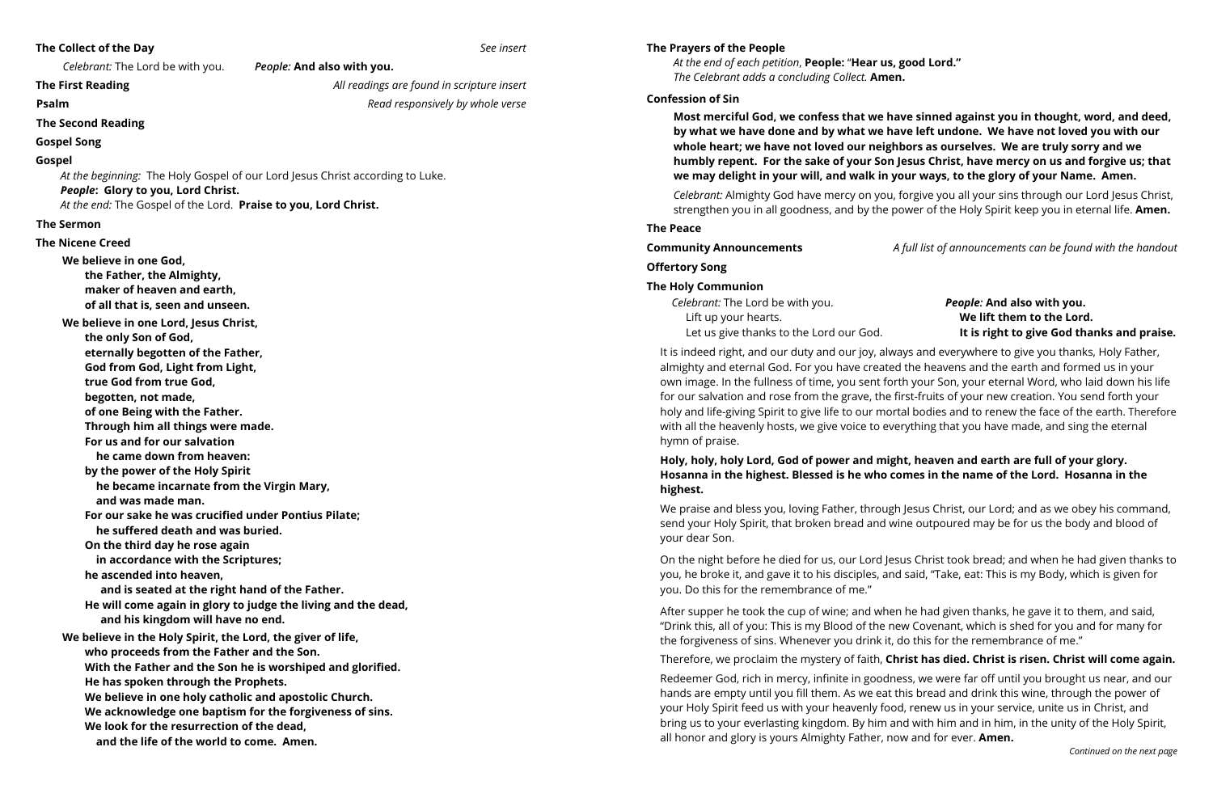**The Collect of the Day** *See insert*

*Celebrant:* The Lord be with you. *People:* **And also with you.**

**The First Reading** *All readings are found in scripture insert*

**Psalm** *Read responsively by whole verse*

**The Second Reading**

**Gospel Song**

**Gospel**

*At the beginning:* The Holy Gospel of our Lord Jesus Christ according to Luke.
***People*: Glory to you, Lord Christ.**
*At the end:* The Gospel of the Lord. **Praise to you, Lord Christ.**

**The Sermon**

**The Nicene Creed**

**We believe in one God,**
**the Father, the Almighty,**
**maker of heaven and earth,**
**of all that is, seen and unseen.**

**We believe in one Lord, Jesus Christ,**
**the only Son of God,**
**eternally begotten of the Father,**
**God from God, Light from Light,**
**true God from true God,**
**begotten, not made,**
**of one Being with the Father.**
**Through him all things were made.**
**For us and for our salvation**
**he came down from heaven:**
**by the power of the Holy Spirit**
**he became incarnate from the Virgin Mary,**
**and was made man.**
**For our sake he was crucified under Pontius Pilate;**
**he suffered death and was buried.**
**On the third day he rose again**
**in accordance with the Scriptures;**
**he ascended into heaven,**
**and is seated at the right hand of the Father.**
**He will come again in glory to judge the living and the dead,**
**and his kingdom will have no end.**

**We believe in the Holy Spirit, the Lord, the giver of life,**
**who proceeds from the Father and the Son.**
**With the Father and the Son he is worshiped and glorified.**
**He has spoken through the Prophets.**
**We believe in one holy catholic and apostolic Church.**
**We acknowledge one baptism for the forgiveness of sins.**
**We look for the resurrection of the dead,**
**and the life of the world to come. Amen.**

**The Prayers of the People**

*At the end of each petition*, **People:** "**Hear us, good Lord."**
*The Celebrant adds a concluding Collect.* **Amen.**

**Confession of Sin**

**Most merciful God, we confess that we have sinned against you in thought, word, and deed, by what we have done and by what we have left undone. We have not loved you with our whole heart; we have not loved our neighbors as ourselves. We are truly sorry and we humbly repent. For the sake of your Son Jesus Christ, have mercy on us and forgive us; that we may delight in your will, and walk in your ways, to the glory of your Name. Amen.**

*Celebrant:* Almighty God have mercy on you, forgive you all your sins through our Lord Jesus Christ, strengthen you in all goodness, and by the power of the Holy Spirit keep you in eternal life. **Amen.**

**The Peace**

**Community Announcements** *A full list of announcements can be found with the handout*

**Offertory Song**

**The Holy Communion**

*Celebrant:* The Lord be with you. ***People:* And also with you.**
Lift up your hearts. **We lift them to the Lord.**
Let us give thanks to the Lord our God. **It is right to give God thanks and praise.**

It is indeed right, and our duty and our joy, always and everywhere to give you thanks, Holy Father, almighty and eternal God. For you have created the heavens and the earth and formed us in your own image. In the fullness of time, you sent forth your Son, your eternal Word, who laid down his life for our salvation and rose from the grave, the first-fruits of your new creation. You send forth your holy and life-giving Spirit to give life to our mortal bodies and to renew the face of the earth. Therefore with all the heavenly hosts, we give voice to everything that you have made, and sing the eternal hymn of praise.

**Holy, holy, holy Lord, God of power and might, heaven and earth are full of your glory. Hosanna in the highest. Blessed is he who comes in the name of the Lord. Hosanna in the highest.**

We praise and bless you, loving Father, through Jesus Christ, our Lord; and as we obey his command, send your Holy Spirit, that broken bread and wine outpoured may be for us the body and blood of your dear Son.

On the night before he died for us, our Lord Jesus Christ took bread; and when he had given thanks to you, he broke it, and gave it to his disciples, and said, "Take, eat: This is my Body, which is given for you. Do this for the remembrance of me."

After supper he took the cup of wine; and when he had given thanks, he gave it to them, and said, "Drink this, all of you: This is my Blood of the new Covenant, which is shed for you and for many for the forgiveness of sins. Whenever you drink it, do this for the remembrance of me."

Therefore, we proclaim the mystery of faith, **Christ has died. Christ is risen. Christ will come again.**

Redeemer God, rich in mercy, infinite in goodness, we were far off until you brought us near, and our hands are empty until you fill them. As we eat this bread and drink this wine, through the power of your Holy Spirit feed us with your heavenly food, renew us in your service, unite us in Christ, and bring us to your everlasting kingdom. By him and with him and in him, in the unity of the Holy Spirit, all honor and glory is yours Almighty Father, now and for ever. **Amen.**

*Continued on the next page*